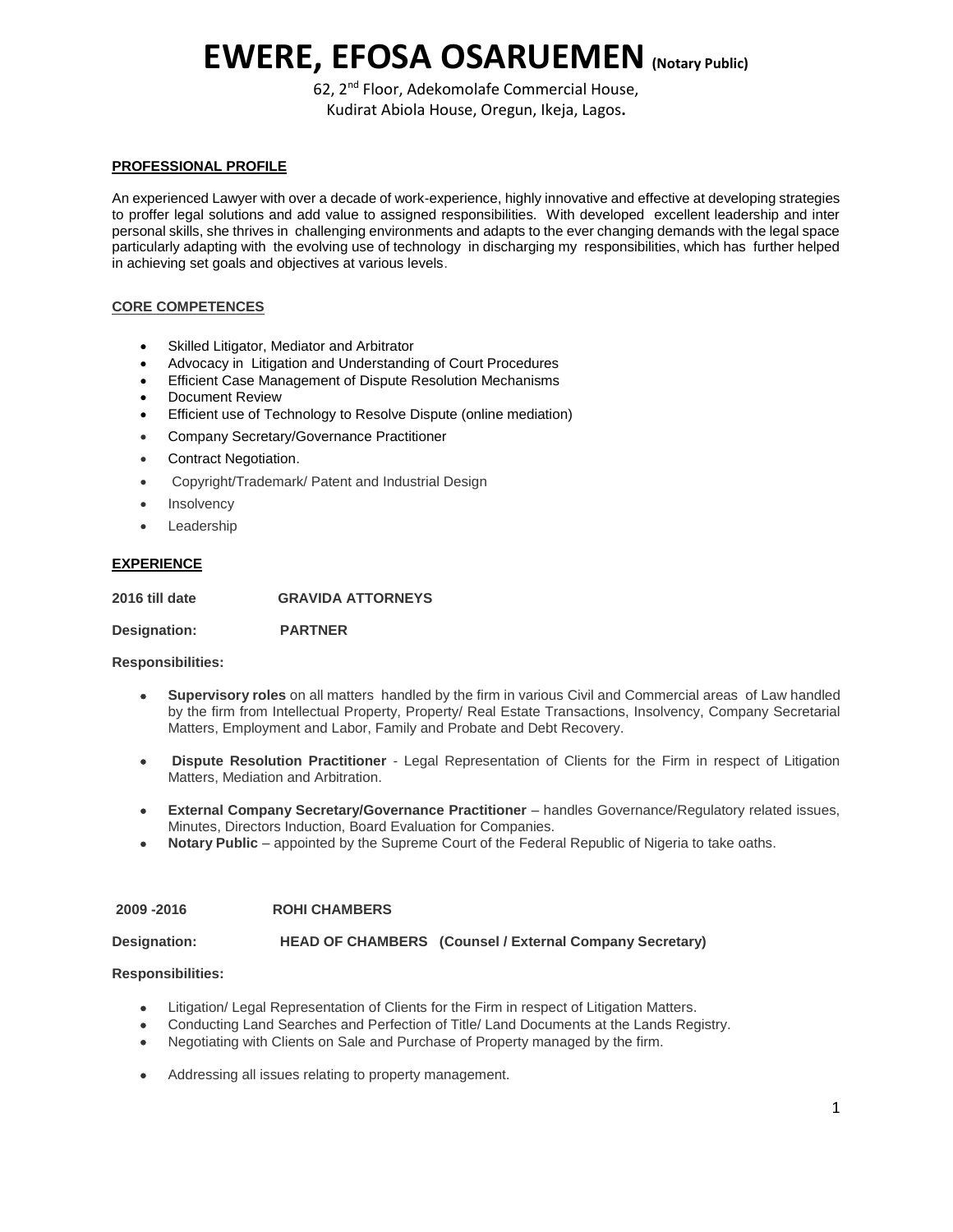# EWERE, EFOSA OSARUEMEN (Notary Public)

62, 2nd Floor, Adekomolafe Commercial House,
Kudirat Abiola House, Oregun, Ikeja, Lagos.

## PROFESSIONAL PROFILE

An experienced Lawyer with over a decade of work-experience, highly innovative and effective at developing strategies to proffer legal solutions and add value to assigned responsibilities. With developed excellent leadership and inter personal skills, she thrives in challenging environments and adapts to the ever changing demands with the legal space particularly adapting with the evolving use of technology in discharging my responsibilities, which has further helped in achieving set goals and objectives at various levels.

## CORE COMPETENCES

- Skilled Litigator, Mediator and Arbitrator
- Advocacy in Litigation and Understanding of Court Procedures
- Efficient Case Management of Dispute Resolution Mechanisms
- Document Review
- Efficient use of Technology to Resolve Dispute (online mediation)
- Company Secretary/Governance Practitioner
- Contract Negotiation.
- Copyright/Trademark/ Patent and Industrial Design
- Insolvency
- Leadership

## EXPERIENCE

**2016 till date** **GRAVIDA ATTORNEYS**

**Designation:** **PARTNER**

**Responsibilities:**

- **Supervisory roles** on all matters handled by the firm in various Civil and Commercial areas of Law handled by the firm from Intellectual Property, Property/ Real Estate Transactions, Insolvency, Company Secretarial Matters, Employment and Labor, Family and Probate and Debt Recovery.
- **Dispute Resolution Practitioner** - Legal Representation of Clients for the Firm in respect of Litigation Matters, Mediation and Arbitration.
- **External Company Secretary/Governance Practitioner** – handles Governance/Regulatory related issues, Minutes, Directors Induction, Board Evaluation for Companies.
- **Notary Public** – appointed by the Supreme Court of the Federal Republic of Nigeria to take oaths.

**2009 -2016** **ROHI CHAMBERS**

**Designation:** **HEAD OF CHAMBERS (Counsel / External Company Secretary)**

**Responsibilities:**

- Litigation/ Legal Representation of Clients for the Firm in respect of Litigation Matters.
- Conducting Land Searches and Perfection of Title/ Land Documents at the Lands Registry.
- Negotiating with Clients on Sale and Purchase of Property managed by the firm.
- Addressing all issues relating to property management.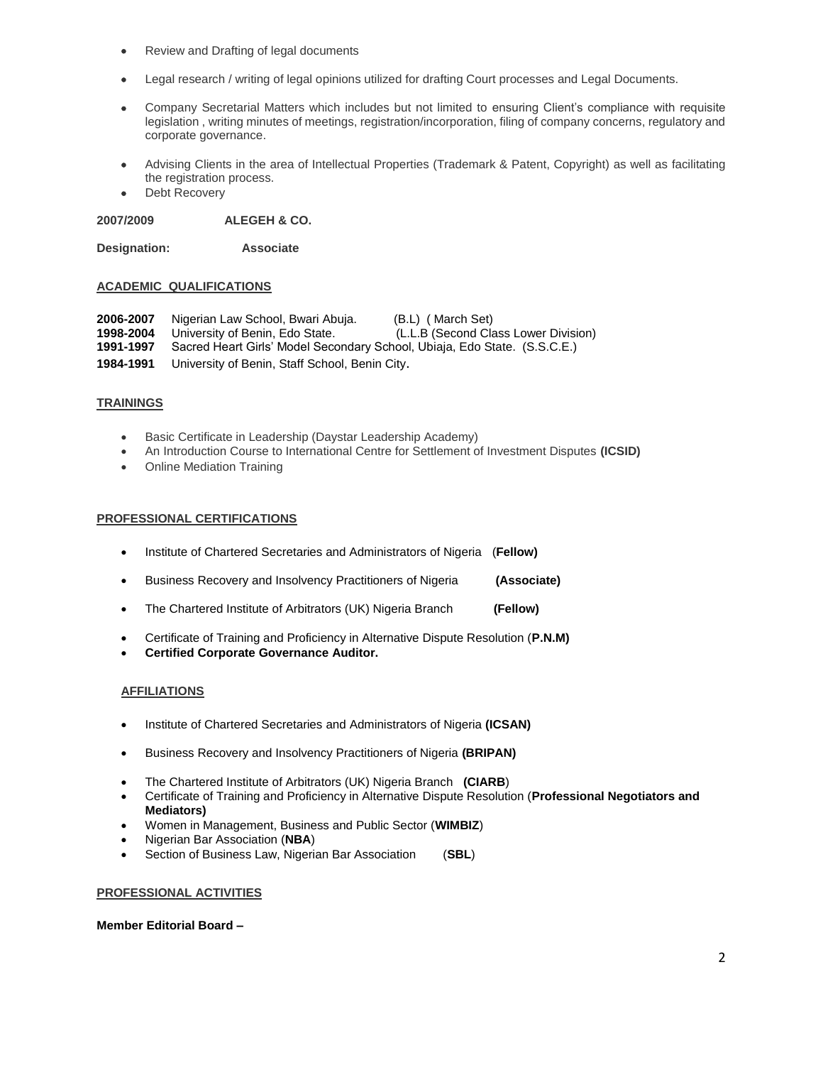- Review and Drafting of legal documents
- Legal research / writing of legal opinions utilized for drafting Court processes and Legal Documents.
- Company Secretarial Matters which includes but not limited to ensuring Client's compliance with requisite legislation , writing minutes of meetings, registration/incorporation, filing of company concerns, regulatory and corporate governance.
- Advising Clients in the area of Intellectual Properties (Trademark & Patent, Copyright) as well as facilitating the registration process.
- Debt Recovery

**2007/2009** **ALEGEH & CO.**

**Designation:** **Associate**

## ACADEMIC QUALIFICATIONS

**2006-2007** Nigerian Law School, Bwari Abuja. (B.L) ( March Set)
**1998-2004** University of Benin, Edo State. (L.L.B (Second Class Lower Division)
**1991-1997** Sacred Heart Girls' Model Secondary School, Ubiaja, Edo State. (S.S.C.E.)
**1984-1991** University of Benin, Staff School, Benin City.

## TRAININGS

- Basic Certificate in Leadership (Daystar Leadership Academy)
- An Introduction Course to International Centre for Settlement of Investment Disputes **(ICSID)**
- Online Mediation Training

## PROFESSIONAL CERTIFICATIONS

- Institute of Chartered Secretaries and Administrators of Nigeria (**Fellow)**
- Business Recovery and Insolvency Practitioners of Nigeria **(Associate)**
- The Chartered Institute of Arbitrators (UK) Nigeria Branch **(Fellow)**
- Certificate of Training and Proficiency in Alternative Dispute Resolution (**P.N.M)**
- **Certified Corporate Governance Auditor.**

## AFFILIATIONS

- Institute of Chartered Secretaries and Administrators of Nigeria **(ICSAN)**
- Business Recovery and Insolvency Practitioners of Nigeria **(BRIPAN)**
- The Chartered Institute of Arbitrators (UK) Nigeria Branch **(CIARB**)
- Certificate of Training and Proficiency in Alternative Dispute Resolution (**Professional Negotiators and Mediators)**
- Women in Management, Business and Public Sector (**WIMBIZ**)
- Nigerian Bar Association (**NBA**)
- Section of Business Law, Nigerian Bar Association (**SBL**)

## PROFESSIONAL ACTIVITIES

**Member Editorial Board –**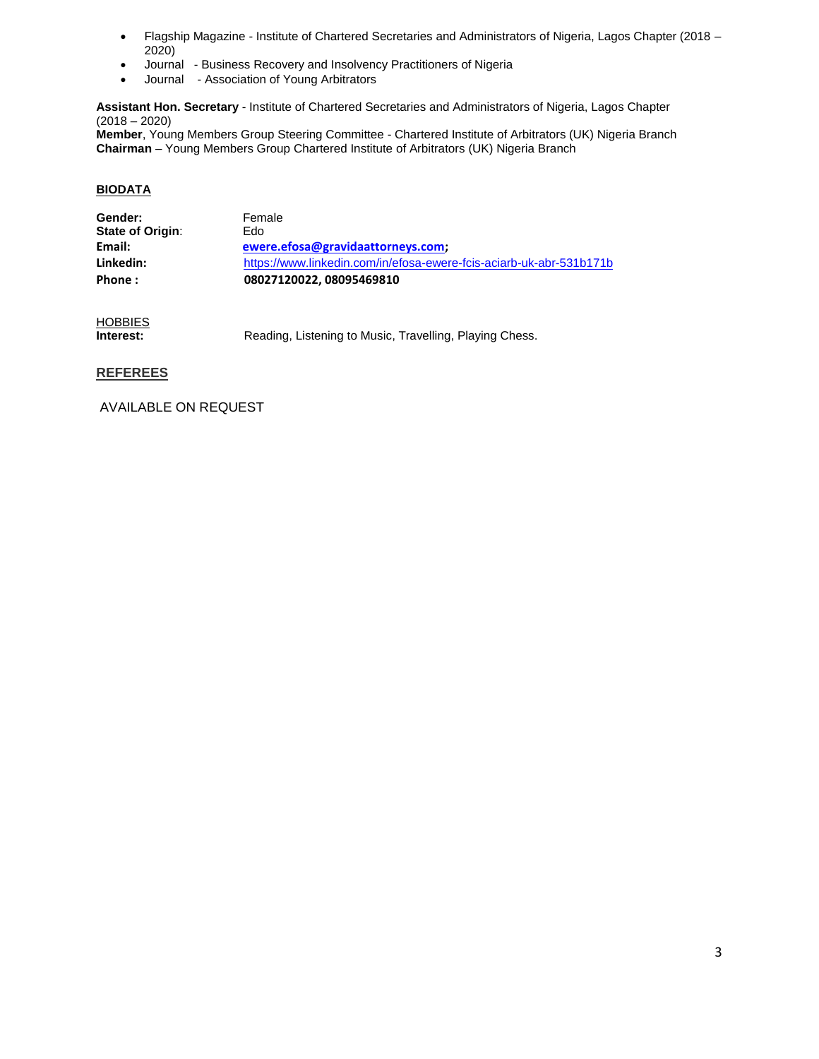- Flagship Magazine - Institute of Chartered Secretaries and Administrators of Nigeria, Lagos Chapter (2018 – 2020)
- Journal - Business Recovery and Insolvency Practitioners of Nigeria
- Journal - Association of Young Arbitrators

**Assistant Hon. Secretary** - Institute of Chartered Secretaries and Administrators of Nigeria, Lagos Chapter (2018 – 2020)
**Member**, Young Members Group Steering Committee - Chartered Institute of Arbitrators (UK) Nigeria Branch
**Chairman** – Young Members Group Chartered Institute of Arbitrators (UK) Nigeria Branch

**BIODATA**

| | |
|---|---|
| **Gender:** | Female |
| **State of Origin**: | Edo |
| **Email:** | **ewere.efosa@gravidaattorneys.com;** |
| **Linkedin:** | https://www.linkedin.com/in/efosa-ewere-fcis-aciarb-uk-abr-531b171b |
| **Phone :** | **08027120022, 08095469810** |

HOBBIES
**Interest:** Reading, Listening to Music, Travelling, Playing Chess.

**REFEREES**

AVAILABLE ON REQUEST